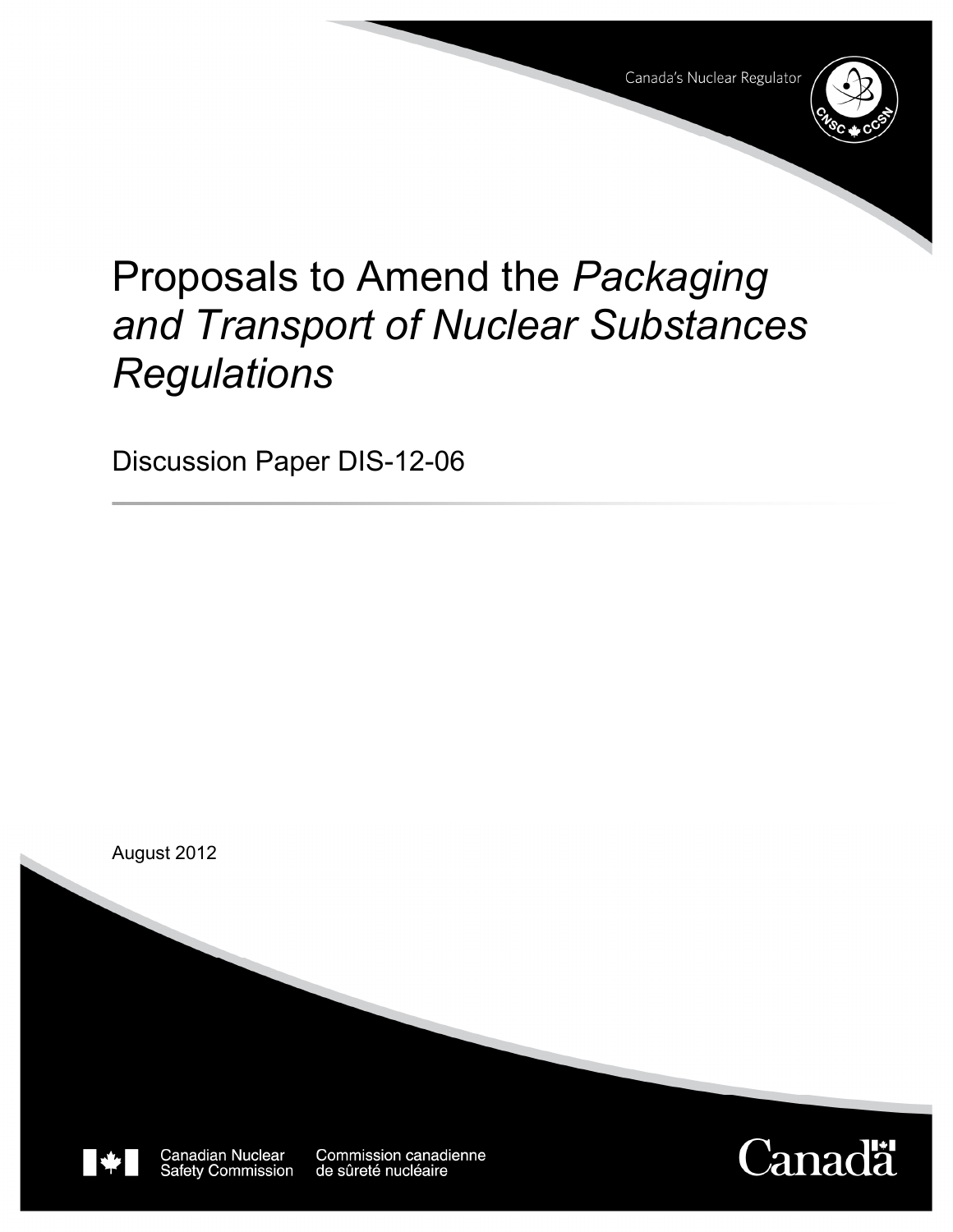Canada's Nuclear Regulator

CNSC CCSN

# Proposals to Amend the *Packaging and Transport of Nuclear Substances Regulations*

Discussion Paper DIS-12-06

August 2012

Canadian Nuclear Safety Commission | Commission canadienne de sûreté nucléaire

Canada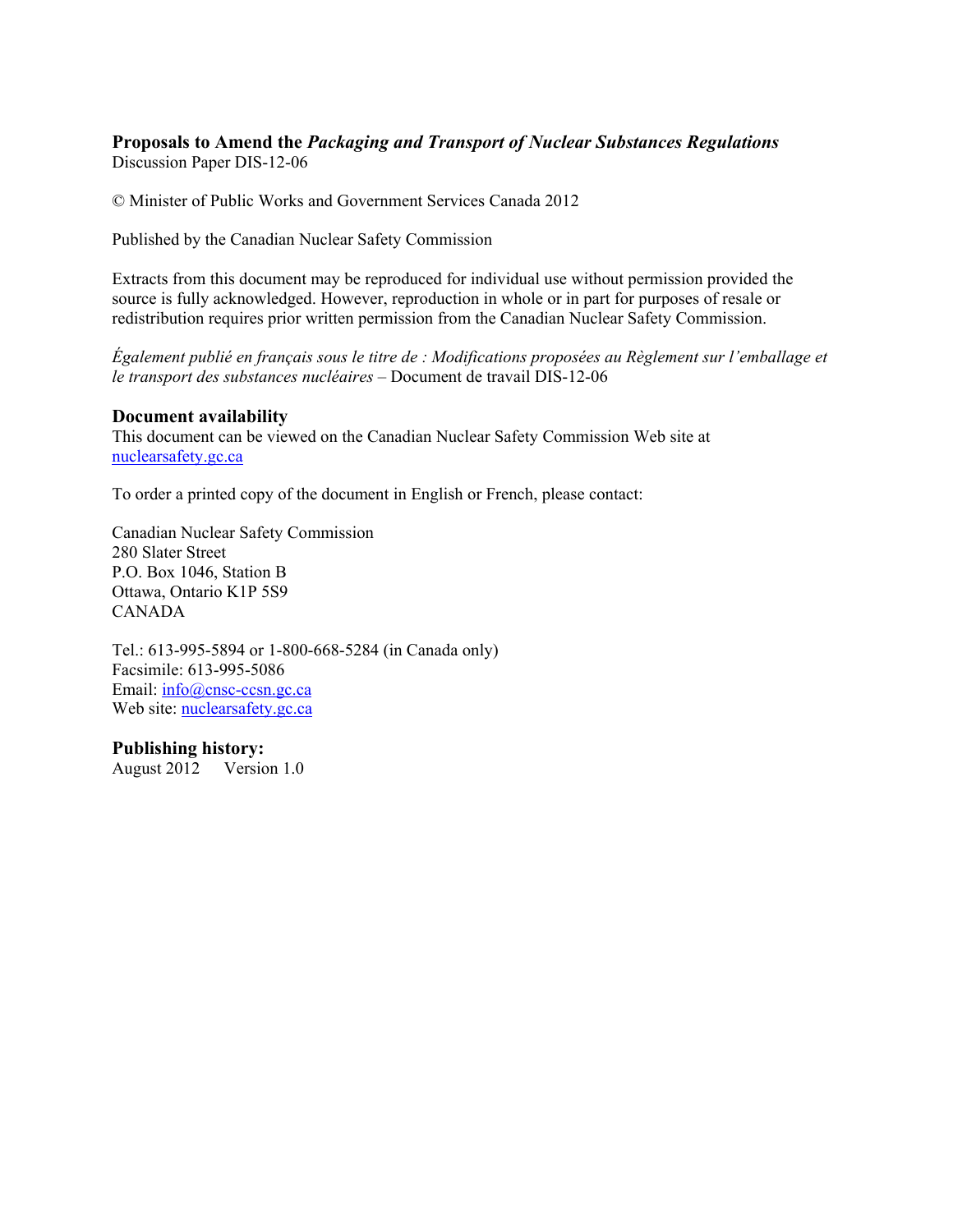**Proposals to Amend the *Packaging and Transport of Nuclear Substances Regulations***
Discussion Paper DIS-12-06

© Minister of Public Works and Government Services Canada 2012

Published by the Canadian Nuclear Safety Commission

Extracts from this document may be reproduced for individual use without permission provided the source is fully acknowledged. However, reproduction in whole or in part for purposes of resale or redistribution requires prior written permission from the Canadian Nuclear Safety Commission.

*Également publié en français sous le titre de : Modifications proposées au Règlement sur l'emballage et le transport des substances nucléaires* – Document de travail DIS-12-06

## Document availability

This document can be viewed on the Canadian Nuclear Safety Commission Web site at nuclearsafety.gc.ca

To order a printed copy of the document in English or French, please contact:

Canadian Nuclear Safety Commission
280 Slater Street
P.O. Box 1046, Station B
Ottawa, Ontario K1P 5S9
CANADA

Tel.: 613-995-5894 or 1-800-668-5284 (in Canada only)
Facsimile: 613-995-5086
Email: info@cnsc-ccsn.gc.ca
Web site: nuclearsafety.gc.ca

## Publishing history:

August 2012 Version 1.0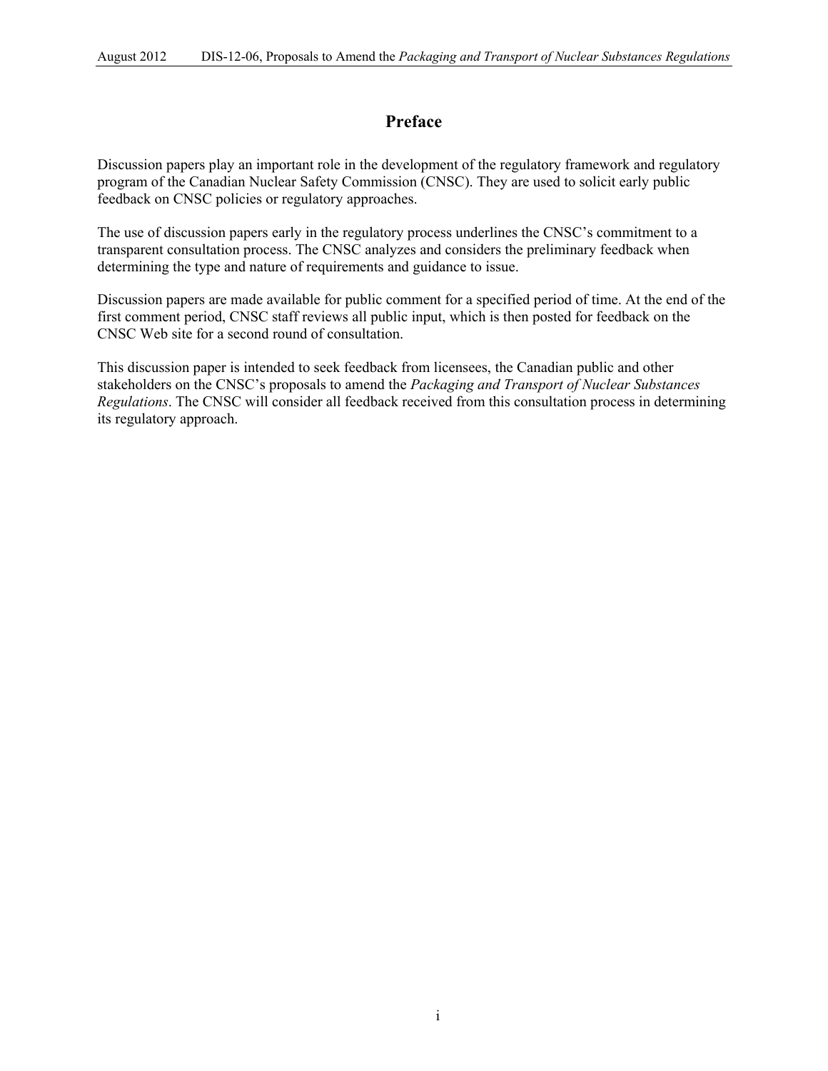# Preface

Discussion papers play an important role in the development of the regulatory framework and regulatory program of the Canadian Nuclear Safety Commission (CNSC). They are used to solicit early public feedback on CNSC policies or regulatory approaches.

The use of discussion papers early in the regulatory process underlines the CNSC's commitment to a transparent consultation process. The CNSC analyzes and considers the preliminary feedback when determining the type and nature of requirements and guidance to issue.

Discussion papers are made available for public comment for a specified period of time. At the end of the first comment period, CNSC staff reviews all public input, which is then posted for feedback on the CNSC Web site for a second round of consultation.

This discussion paper is intended to seek feedback from licensees, the Canadian public and other stakeholders on the CNSC's proposals to amend the *Packaging and Transport of Nuclear Substances Regulations*. The CNSC will consider all feedback received from this consultation process in determining its regulatory approach.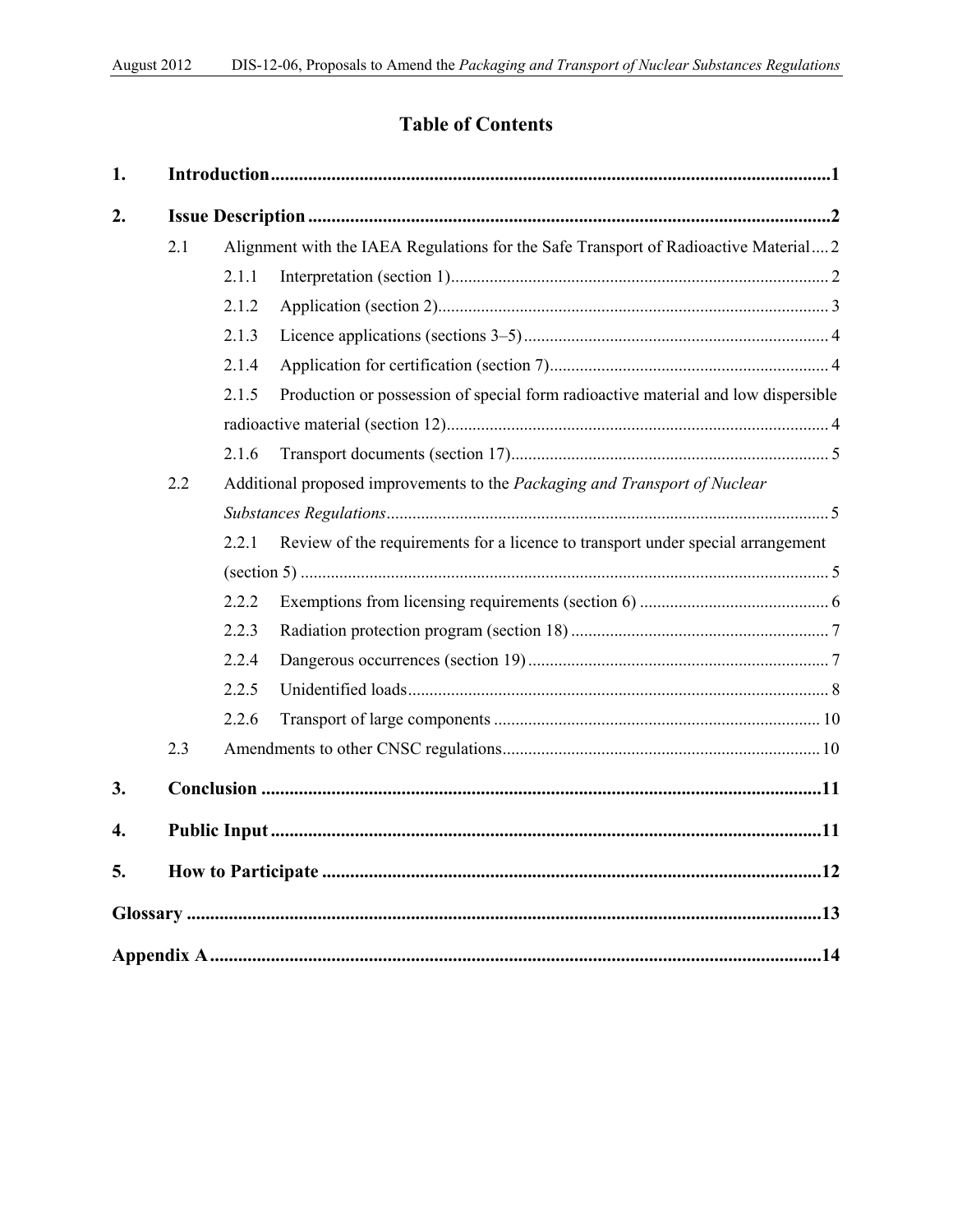# Table of Contents

**1. Introduction** ........ **1**

**2. Issue Description** ........ **2**

- 2.1 Alignment with the IAEA Regulations for the Safe Transport of Radioactive Material .... 2
  - 2.1.1 Interpretation (section 1) ........ 2
  - 2.1.2 Application (section 2) ........ 3
  - 2.1.3 Licence applications (sections 3–5) ........ 4
  - 2.1.4 Application for certification (section 7) ........ 4
  - 2.1.5 Production or possession of special form radioactive material and low dispersible radioactive material (section 12) ........ 4
  - 2.1.6 Transport documents (section 17) ........ 5
- 2.2 Additional proposed improvements to the *Packaging and Transport of Nuclear Substances Regulations* ........ 5
  - 2.2.1 Review of the requirements for a licence to transport under special arrangement (section 5) ........ 5
  - 2.2.2 Exemptions from licensing requirements (section 6) ........ 6
  - 2.2.3 Radiation protection program (section 18) ........ 7
  - 2.2.4 Dangerous occurrences (section 19) ........ 7
  - 2.2.5 Unidentified loads ........ 8
  - 2.2.6 Transport of large components ........ 10
- 2.3 Amendments to other CNSC regulations ........ 10

**3. Conclusion** ........ **11**

**4. Public Input** ........ **11**

**5. How to Participate** ........ **12**

**Glossary** ........ **13**

**Appendix A** ........ **14**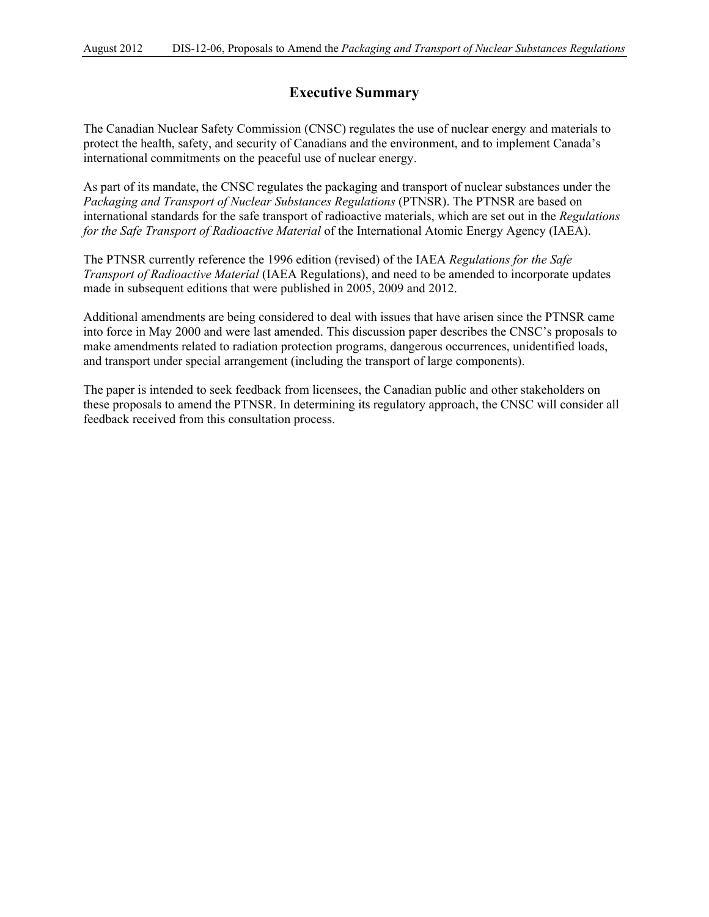# Executive Summary

The Canadian Nuclear Safety Commission (CNSC) regulates the use of nuclear energy and materials to protect the health, safety, and security of Canadians and the environment, and to implement Canada's international commitments on the peaceful use of nuclear energy.

As part of its mandate, the CNSC regulates the packaging and transport of nuclear substances under the *Packaging and Transport of Nuclear Substances Regulations* (PTNSR). The PTNSR are based on international standards for the safe transport of radioactive materials, which are set out in the *Regulations for the Safe Transport of Radioactive Material* of the International Atomic Energy Agency (IAEA).

The PTNSR currently reference the 1996 edition (revised) of the IAEA *Regulations for the Safe Transport of Radioactive Material* (IAEA Regulations), and need to be amended to incorporate updates made in subsequent editions that were published in 2005, 2009 and 2012.

Additional amendments are being considered to deal with issues that have arisen since the PTNSR came into force in May 2000 and were last amended. This discussion paper describes the CNSC's proposals to make amendments related to radiation protection programs, dangerous occurrences, unidentified loads, and transport under special arrangement (including the transport of large components).

The paper is intended to seek feedback from licensees, the Canadian public and other stakeholders on these proposals to amend the PTNSR. In determining its regulatory approach, the CNSC will consider all feedback received from this consultation process.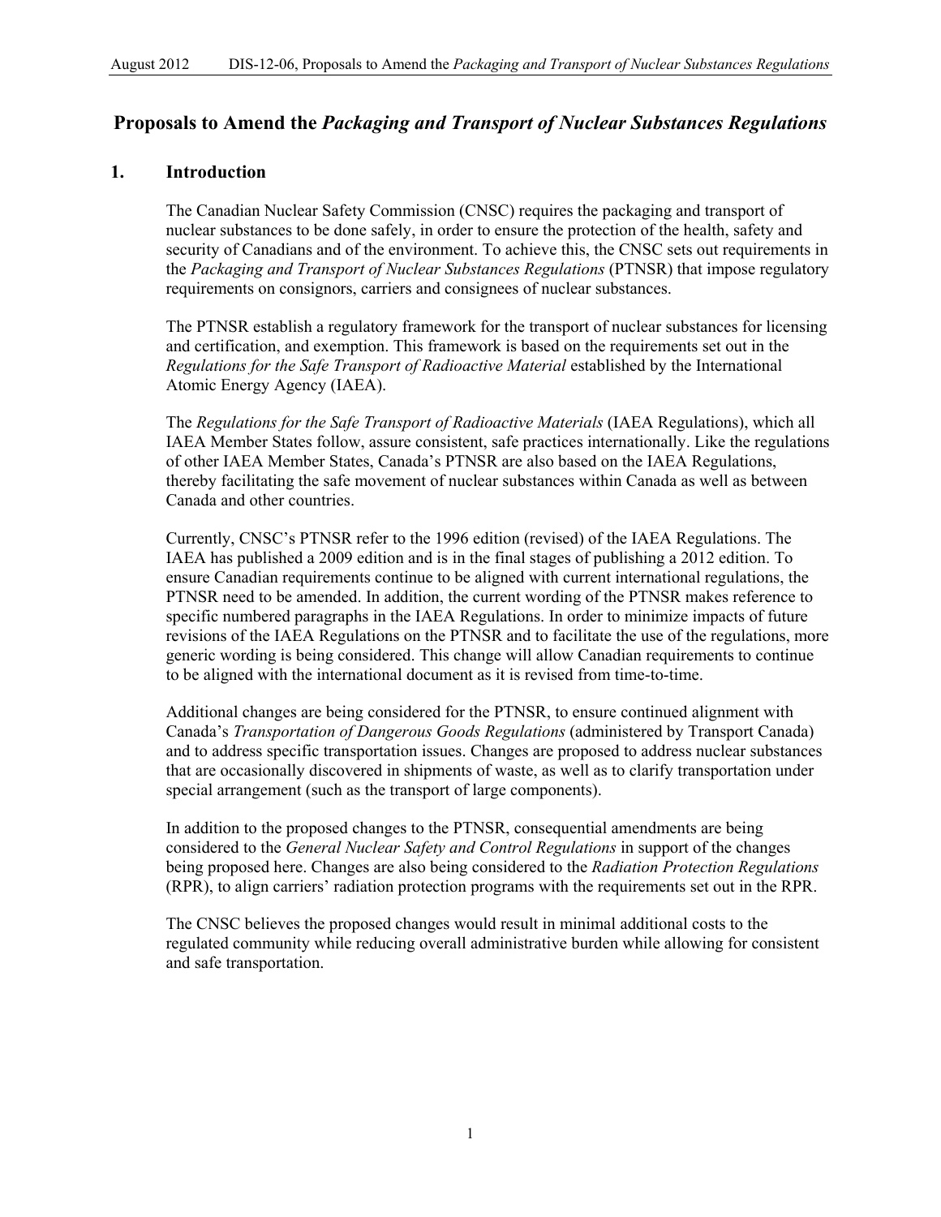# Proposals to Amend the *Packaging and Transport of Nuclear Substances Regulations*

## 1. Introduction

The Canadian Nuclear Safety Commission (CNSC) requires the packaging and transport of nuclear substances to be done safely, in order to ensure the protection of the health, safety and security of Canadians and of the environment. To achieve this, the CNSC sets out requirements in the *Packaging and Transport of Nuclear Substances Regulations* (PTNSR) that impose regulatory requirements on consignors, carriers and consignees of nuclear substances.

The PTNSR establish a regulatory framework for the transport of nuclear substances for licensing and certification, and exemption. This framework is based on the requirements set out in the *Regulations for the Safe Transport of Radioactive Material* established by the International Atomic Energy Agency (IAEA).

The *Regulations for the Safe Transport of Radioactive Materials* (IAEA Regulations), which all IAEA Member States follow, assure consistent, safe practices internationally. Like the regulations of other IAEA Member States, Canada's PTNSR are also based on the IAEA Regulations, thereby facilitating the safe movement of nuclear substances within Canada as well as between Canada and other countries.

Currently, CNSC's PTNSR refer to the 1996 edition (revised) of the IAEA Regulations. The IAEA has published a 2009 edition and is in the final stages of publishing a 2012 edition. To ensure Canadian requirements continue to be aligned with current international regulations, the PTNSR need to be amended. In addition, the current wording of the PTNSR makes reference to specific numbered paragraphs in the IAEA Regulations. In order to minimize impacts of future revisions of the IAEA Regulations on the PTNSR and to facilitate the use of the regulations, more generic wording is being considered. This change will allow Canadian requirements to continue to be aligned with the international document as it is revised from time-to-time.

Additional changes are being considered for the PTNSR, to ensure continued alignment with Canada's *Transportation of Dangerous Goods Regulations* (administered by Transport Canada) and to address specific transportation issues. Changes are proposed to address nuclear substances that are occasionally discovered in shipments of waste, as well as to clarify transportation under special arrangement (such as the transport of large components).

In addition to the proposed changes to the PTNSR, consequential amendments are being considered to the *General Nuclear Safety and Control Regulations* in support of the changes being proposed here. Changes are also being considered to the *Radiation Protection Regulations* (RPR), to align carriers' radiation protection programs with the requirements set out in the RPR.

The CNSC believes the proposed changes would result in minimal additional costs to the regulated community while reducing overall administrative burden while allowing for consistent and safe transportation.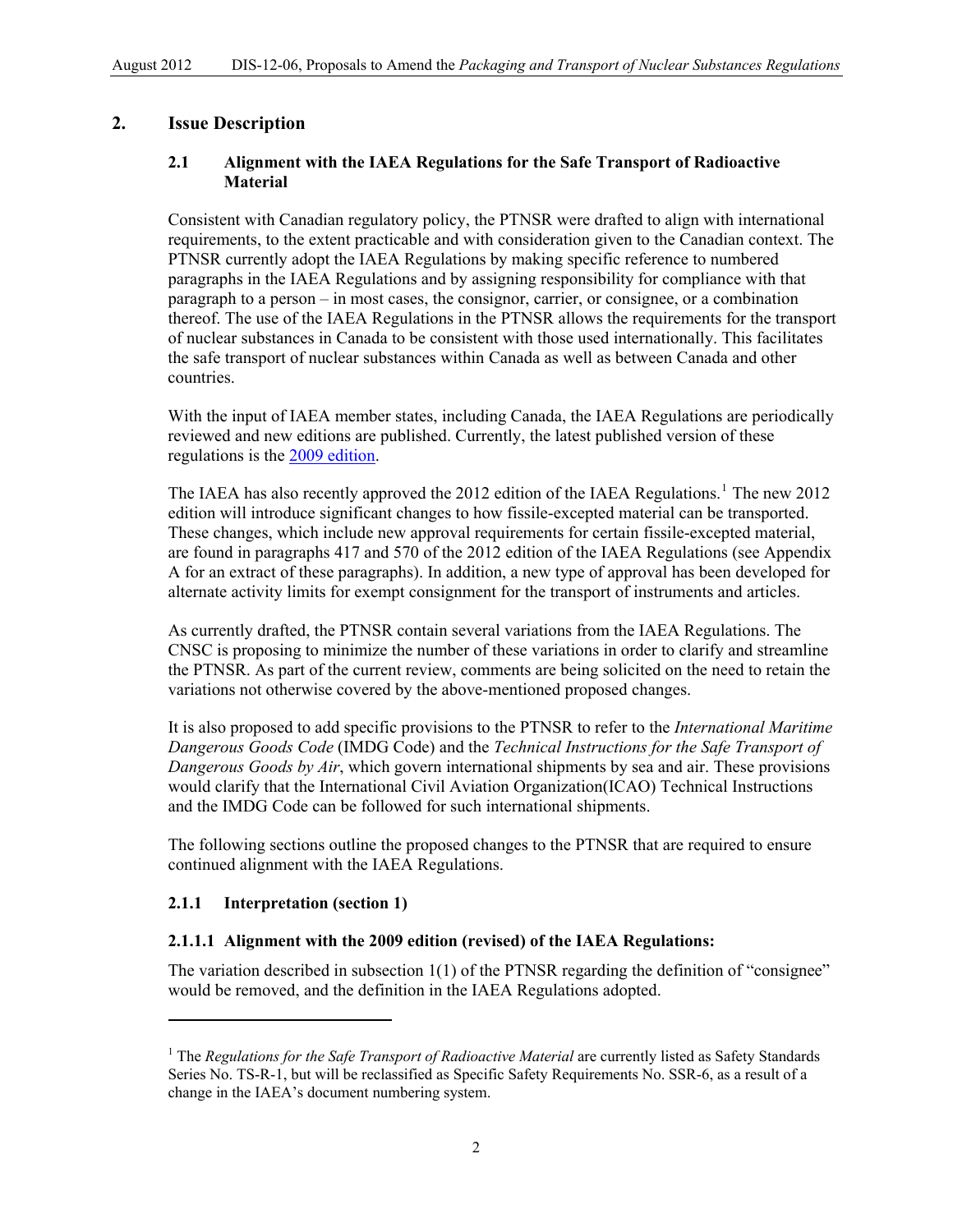## 2. Issue Description

### 2.1 Alignment with the IAEA Regulations for the Safe Transport of Radioactive Material

Consistent with Canadian regulatory policy, the PTNSR were drafted to align with international requirements, to the extent practicable and with consideration given to the Canadian context. The PTNSR currently adopt the IAEA Regulations by making specific reference to numbered paragraphs in the IAEA Regulations and by assigning responsibility for compliance with that paragraph to a person – in most cases, the consignor, carrier, or consignee, or a combination thereof. The use of the IAEA Regulations in the PTNSR allows the requirements for the transport of nuclear substances in Canada to be consistent with those used internationally. This facilitates the safe transport of nuclear substances within Canada as well as between Canada and other countries.

With the input of IAEA member states, including Canada, the IAEA Regulations are periodically reviewed and new editions are published. Currently, the latest published version of these regulations is the 2009 edition.

The IAEA has also recently approved the 2012 edition of the IAEA Regulations.[1] The new 2012 edition will introduce significant changes to how fissile-excepted material can be transported. These changes, which include new approval requirements for certain fissile-excepted material, are found in paragraphs 417 and 570 of the 2012 edition of the IAEA Regulations (see Appendix A for an extract of these paragraphs). In addition, a new type of approval has been developed for alternate activity limits for exempt consignment for the transport of instruments and articles.

As currently drafted, the PTNSR contain several variations from the IAEA Regulations. The CNSC is proposing to minimize the number of these variations in order to clarify and streamline the PTNSR. As part of the current review, comments are being solicited on the need to retain the variations not otherwise covered by the above-mentioned proposed changes.

It is also proposed to add specific provisions to the PTNSR to refer to the *International Maritime Dangerous Goods Code* (IMDG Code) and the *Technical Instructions for the Safe Transport of Dangerous Goods by Air*, which govern international shipments by sea and air. These provisions would clarify that the International Civil Aviation Organization(ICAO) Technical Instructions and the IMDG Code can be followed for such international shipments.

The following sections outline the proposed changes to the PTNSR that are required to ensure continued alignment with the IAEA Regulations.

#### 2.1.1 Interpretation (section 1)

##### 2.1.1.1 Alignment with the 2009 edition (revised) of the IAEA Regulations:

The variation described in subsection 1(1) of the PTNSR regarding the definition of "consignee" would be removed, and the definition in the IAEA Regulations adopted.

---

[1] The *Regulations for the Safe Transport of Radioactive Material* are currently listed as Safety Standards Series No. TS-R-1, but will be reclassified as Specific Safety Requirements No. SSR-6, as a result of a change in the IAEA's document numbering system.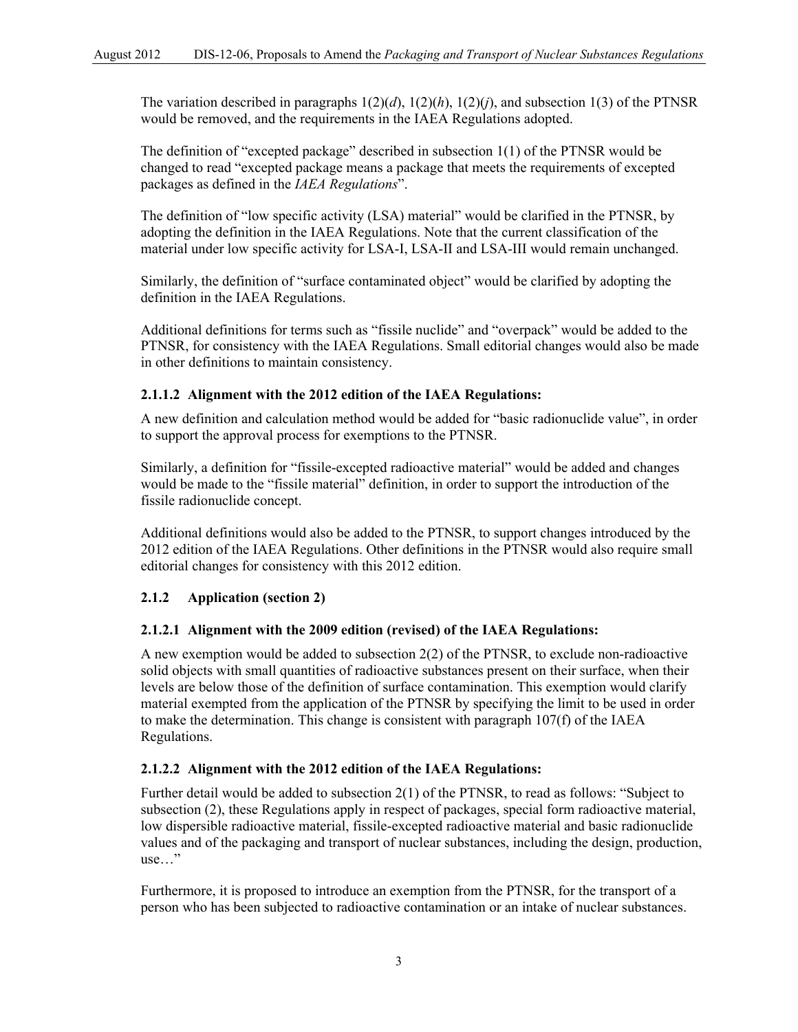The variation described in paragraphs 1(2)(*d*), 1(2)(*h*), 1(2)(*j*), and subsection 1(3) of the PTNSR would be removed, and the requirements in the IAEA Regulations adopted.

The definition of "excepted package" described in subsection 1(1) of the PTNSR would be changed to read "excepted package means a package that meets the requirements of excepted packages as defined in the *IAEA Regulations*".

The definition of "low specific activity (LSA) material" would be clarified in the PTNSR, by adopting the definition in the IAEA Regulations. Note that the current classification of the material under low specific activity for LSA-I, LSA-II and LSA-III would remain unchanged.

Similarly, the definition of "surface contaminated object" would be clarified by adopting the definition in the IAEA Regulations.

Additional definitions for terms such as "fissile nuclide" and "overpack" would be added to the PTNSR, for consistency with the IAEA Regulations. Small editorial changes would also be made in other definitions to maintain consistency.

#### 2.1.1.2 Alignment with the 2012 edition of the IAEA Regulations:

A new definition and calculation method would be added for "basic radionuclide value", in order to support the approval process for exemptions to the PTNSR.

Similarly, a definition for "fissile-excepted radioactive material" would be added and changes would be made to the "fissile material" definition, in order to support the introduction of the fissile radionuclide concept.

Additional definitions would also be added to the PTNSR, to support changes introduced by the 2012 edition of the IAEA Regulations. Other definitions in the PTNSR would also require small editorial changes for consistency with this 2012 edition.

### 2.1.2 Application (section 2)

#### 2.1.2.1 Alignment with the 2009 edition (revised) of the IAEA Regulations:

A new exemption would be added to subsection 2(2) of the PTNSR, to exclude non-radioactive solid objects with small quantities of radioactive substances present on their surface, when their levels are below those of the definition of surface contamination. This exemption would clarify material exempted from the application of the PTNSR by specifying the limit to be used in order to make the determination. This change is consistent with paragraph 107(f) of the IAEA Regulations.

#### 2.1.2.2 Alignment with the 2012 edition of the IAEA Regulations:

Further detail would be added to subsection 2(1) of the PTNSR, to read as follows: "Subject to subsection (2), these Regulations apply in respect of packages, special form radioactive material, low dispersible radioactive material, fissile-excepted radioactive material and basic radionuclide values and of the packaging and transport of nuclear substances, including the design, production, use…"

Furthermore, it is proposed to introduce an exemption from the PTNSR, for the transport of a person who has been subjected to radioactive contamination or an intake of nuclear substances.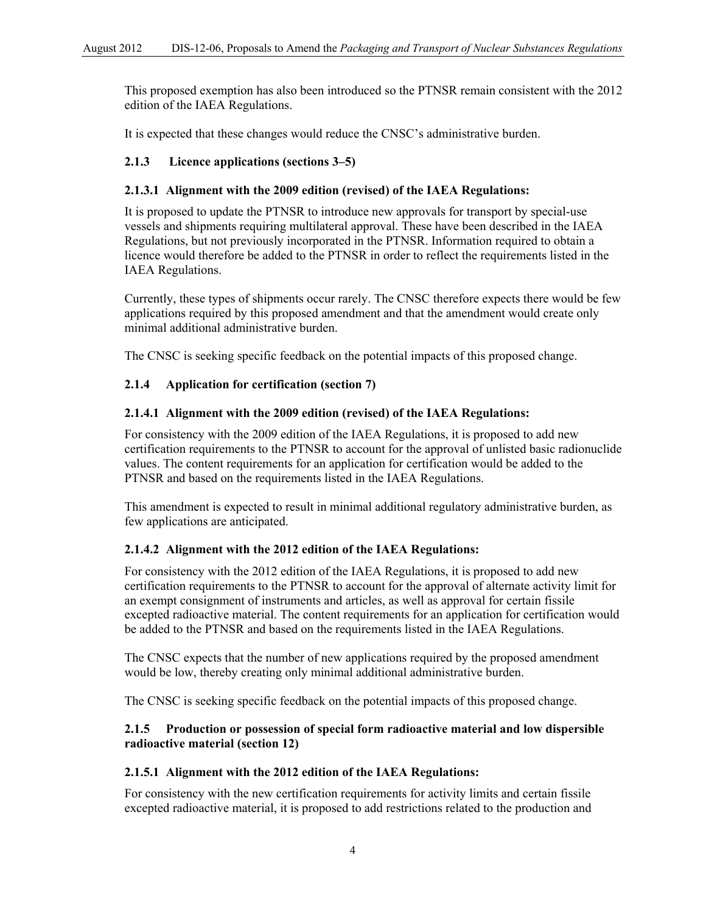This proposed exemption has also been introduced so the PTNSR remain consistent with the 2012 edition of the IAEA Regulations.

It is expected that these changes would reduce the CNSC's administrative burden.

### 2.1.3 Licence applications (sections 3–5)

#### 2.1.3.1 Alignment with the 2009 edition (revised) of the IAEA Regulations:

It is proposed to update the PTNSR to introduce new approvals for transport by special-use vessels and shipments requiring multilateral approval. These have been described in the IAEA Regulations, but not previously incorporated in the PTNSR. Information required to obtain a licence would therefore be added to the PTNSR in order to reflect the requirements listed in the IAEA Regulations.

Currently, these types of shipments occur rarely. The CNSC therefore expects there would be few applications required by this proposed amendment and that the amendment would create only minimal additional administrative burden.

The CNSC is seeking specific feedback on the potential impacts of this proposed change.

### 2.1.4 Application for certification (section 7)

#### 2.1.4.1 Alignment with the 2009 edition (revised) of the IAEA Regulations:

For consistency with the 2009 edition of the IAEA Regulations, it is proposed to add new certification requirements to the PTNSR to account for the approval of unlisted basic radionuclide values. The content requirements for an application for certification would be added to the PTNSR and based on the requirements listed in the IAEA Regulations.

This amendment is expected to result in minimal additional regulatory administrative burden, as few applications are anticipated.

#### 2.1.4.2 Alignment with the 2012 edition of the IAEA Regulations:

For consistency with the 2012 edition of the IAEA Regulations, it is proposed to add new certification requirements to the PTNSR to account for the approval of alternate activity limit for an exempt consignment of instruments and articles, as well as approval for certain fissile excepted radioactive material. The content requirements for an application for certification would be added to the PTNSR and based on the requirements listed in the IAEA Regulations.

The CNSC expects that the number of new applications required by the proposed amendment would be low, thereby creating only minimal additional administrative burden.

The CNSC is seeking specific feedback on the potential impacts of this proposed change.

### 2.1.5 Production or possession of special form radioactive material and low dispersible radioactive material (section 12)

#### 2.1.5.1 Alignment with the 2012 edition of the IAEA Regulations:

For consistency with the new certification requirements for activity limits and certain fissile excepted radioactive material, it is proposed to add restrictions related to the production and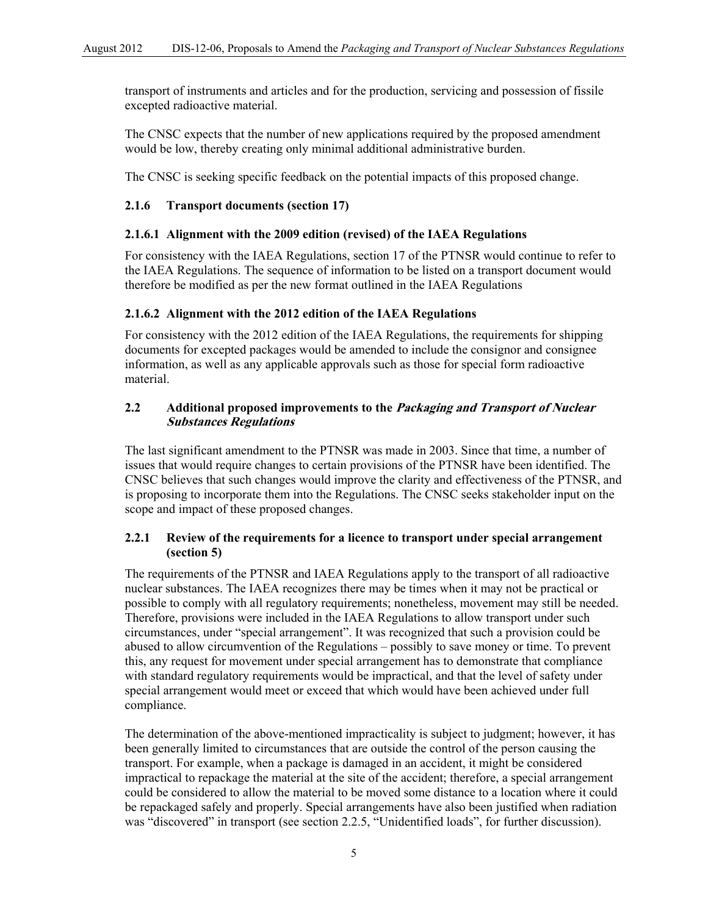transport of instruments and articles and for the production, servicing and possession of fissile excepted radioactive material.

The CNSC expects that the number of new applications required by the proposed amendment would be low, thereby creating only minimal additional administrative burden.

The CNSC is seeking specific feedback on the potential impacts of this proposed change.

### 2.1.6 Transport documents (section 17)

#### 2.1.6.1 Alignment with the 2009 edition (revised) of the IAEA Regulations

For consistency with the IAEA Regulations, section 17 of the PTNSR would continue to refer to the IAEA Regulations. The sequence of information to be listed on a transport document would therefore be modified as per the new format outlined in the IAEA Regulations

#### 2.1.6.2 Alignment with the 2012 edition of the IAEA Regulations

For consistency with the 2012 edition of the IAEA Regulations, the requirements for shipping documents for excepted packages would be amended to include the consignor and consignee information, as well as any applicable approvals such as those for special form radioactive material.

## 2.2 Additional proposed improvements to the *Packaging and Transport of Nuclear Substances Regulations*

The last significant amendment to the PTNSR was made in 2003. Since that time, a number of issues that would require changes to certain provisions of the PTNSR have been identified. The CNSC believes that such changes would improve the clarity and effectiveness of the PTNSR, and is proposing to incorporate them into the Regulations. The CNSC seeks stakeholder input on the scope and impact of these proposed changes.

### 2.2.1 Review of the requirements for a licence to transport under special arrangement (section 5)

The requirements of the PTNSR and IAEA Regulations apply to the transport of all radioactive nuclear substances. The IAEA recognizes there may be times when it may not be practical or possible to comply with all regulatory requirements; nonetheless, movement may still be needed. Therefore, provisions were included in the IAEA Regulations to allow transport under such circumstances, under "special arrangement". It was recognized that such a provision could be abused to allow circumvention of the Regulations – possibly to save money or time. To prevent this, any request for movement under special arrangement has to demonstrate that compliance with standard regulatory requirements would be impractical, and that the level of safety under special arrangement would meet or exceed that which would have been achieved under full compliance.

The determination of the above-mentioned impracticality is subject to judgment; however, it has been generally limited to circumstances that are outside the control of the person causing the transport. For example, when a package is damaged in an accident, it might be considered impractical to repackage the material at the site of the accident; therefore, a special arrangement could be considered to allow the material to be moved some distance to a location where it could be repackaged safely and properly. Special arrangements have also been justified when radiation was "discovered" in transport (see section 2.2.5, "Unidentified loads", for further discussion).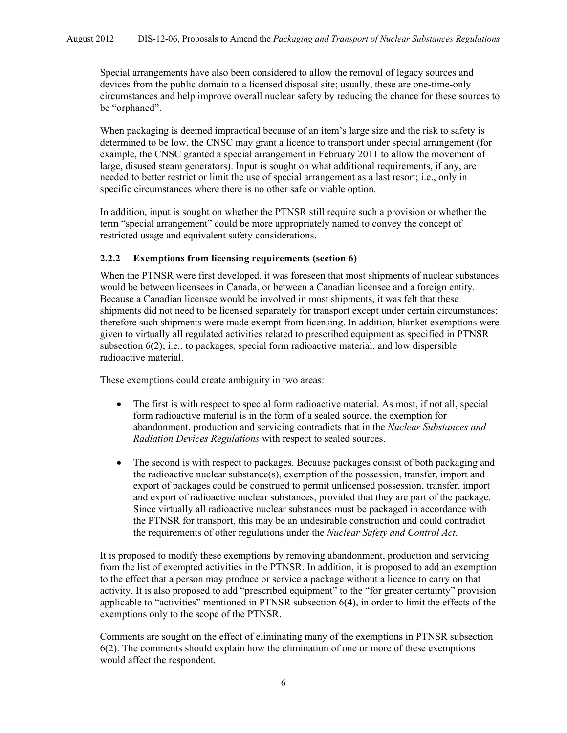Special arrangements have also been considered to allow the removal of legacy sources and devices from the public domain to a licensed disposal site; usually, these are one-time-only circumstances and help improve overall nuclear safety by reducing the chance for these sources to be "orphaned".

When packaging is deemed impractical because of an item's large size and the risk to safety is determined to be low, the CNSC may grant a licence to transport under special arrangement (for example, the CNSC granted a special arrangement in February 2011 to allow the movement of large, disused steam generators). Input is sought on what additional requirements, if any, are needed to better restrict or limit the use of special arrangement as a last resort; i.e., only in specific circumstances where there is no other safe or viable option.

In addition, input is sought on whether the PTNSR still require such a provision or whether the term "special arrangement" could be more appropriately named to convey the concept of restricted usage and equivalent safety considerations.

### 2.2.2 Exemptions from licensing requirements (section 6)

When the PTNSR were first developed, it was foreseen that most shipments of nuclear substances would be between licensees in Canada, or between a Canadian licensee and a foreign entity. Because a Canadian licensee would be involved in most shipments, it was felt that these shipments did not need to be licensed separately for transport except under certain circumstances; therefore such shipments were made exempt from licensing. In addition, blanket exemptions were given to virtually all regulated activities related to prescribed equipment as specified in PTNSR subsection 6(2); i.e., to packages, special form radioactive material, and low dispersible radioactive material.

These exemptions could create ambiguity in two areas:

- The first is with respect to special form radioactive material. As most, if not all, special form radioactive material is in the form of a sealed source, the exemption for abandonment, production and servicing contradicts that in the *Nuclear Substances and Radiation Devices Regulations* with respect to sealed sources.
- The second is with respect to packages. Because packages consist of both packaging and the radioactive nuclear substance(s), exemption of the possession, transfer, import and export of packages could be construed to permit unlicensed possession, transfer, import and export of radioactive nuclear substances, provided that they are part of the package. Since virtually all radioactive nuclear substances must be packaged in accordance with the PTNSR for transport, this may be an undesirable construction and could contradict the requirements of other regulations under the *Nuclear Safety and Control Act*.

It is proposed to modify these exemptions by removing abandonment, production and servicing from the list of exempted activities in the PTNSR. In addition, it is proposed to add an exemption to the effect that a person may produce or service a package without a licence to carry on that activity. It is also proposed to add "prescribed equipment" to the "for greater certainty" provision applicable to "activities" mentioned in PTNSR subsection 6(4), in order to limit the effects of the exemptions only to the scope of the PTNSR.

Comments are sought on the effect of eliminating many of the exemptions in PTNSR subsection 6(2). The comments should explain how the elimination of one or more of these exemptions would affect the respondent.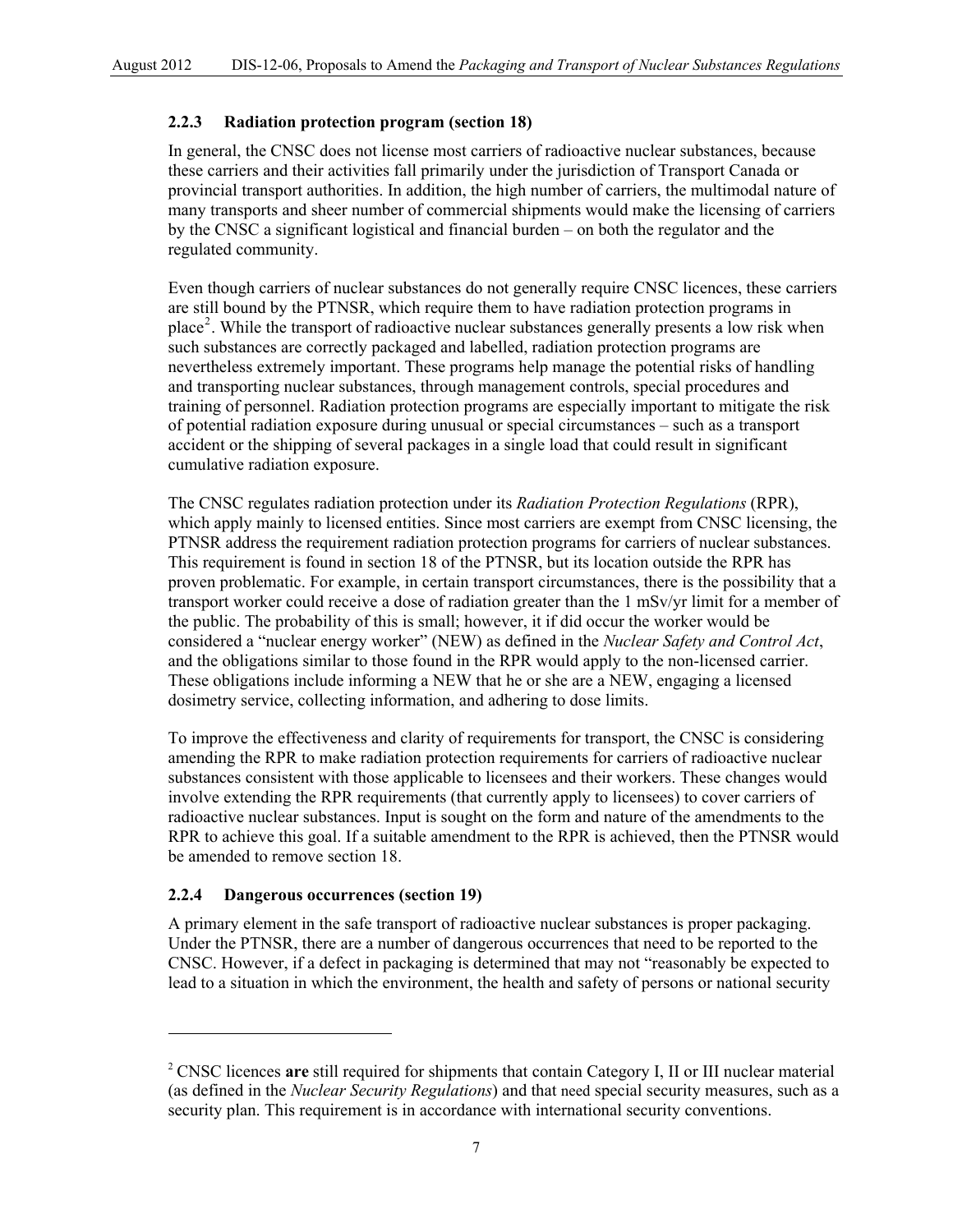### 2.2.3 Radiation protection program (section 18)

In general, the CNSC does not license most carriers of radioactive nuclear substances, because these carriers and their activities fall primarily under the jurisdiction of Transport Canada or provincial transport authorities. In addition, the high number of carriers, the multimodal nature of many transports and sheer number of commercial shipments would make the licensing of carriers by the CNSC a significant logistical and financial burden – on both the regulator and the regulated community.

Even though carriers of nuclear substances do not generally require CNSC licences, these carriers are still bound by the PTNSR, which require them to have radiation protection programs in place[2]. While the transport of radioactive nuclear substances generally presents a low risk when such substances are correctly packaged and labelled, radiation protection programs are nevertheless extremely important. These programs help manage the potential risks of handling and transporting nuclear substances, through management controls, special procedures and training of personnel. Radiation protection programs are especially important to mitigate the risk of potential radiation exposure during unusual or special circumstances – such as a transport accident or the shipping of several packages in a single load that could result in significant cumulative radiation exposure.

The CNSC regulates radiation protection under its *Radiation Protection Regulations* (RPR), which apply mainly to licensed entities. Since most carriers are exempt from CNSC licensing, the PTNSR address the requirement radiation protection programs for carriers of nuclear substances. This requirement is found in section 18 of the PTNSR, but its location outside the RPR has proven problematic. For example, in certain transport circumstances, there is the possibility that a transport worker could receive a dose of radiation greater than the 1 mSv/yr limit for a member of the public. The probability of this is small; however, it if did occur the worker would be considered a "nuclear energy worker" (NEW) as defined in the *Nuclear Safety and Control Act*, and the obligations similar to those found in the RPR would apply to the non-licensed carrier. These obligations include informing a NEW that he or she are a NEW, engaging a licensed dosimetry service, collecting information, and adhering to dose limits.

To improve the effectiveness and clarity of requirements for transport, the CNSC is considering amending the RPR to make radiation protection requirements for carriers of radioactive nuclear substances consistent with those applicable to licensees and their workers. These changes would involve extending the RPR requirements (that currently apply to licensees) to cover carriers of radioactive nuclear substances. Input is sought on the form and nature of the amendments to the RPR to achieve this goal. If a suitable amendment to the RPR is achieved, then the PTNSR would be amended to remove section 18.

### 2.2.4 Dangerous occurrences (section 19)

A primary element in the safe transport of radioactive nuclear substances is proper packaging. Under the PTNSR, there are a number of dangerous occurrences that need to be reported to the CNSC. However, if a defect in packaging is determined that may not "reasonably be expected to lead to a situation in which the environment, the health and safety of persons or national security

---

[2] CNSC licences **are** still required for shipments that contain Category I, II or III nuclear material (as defined in the *Nuclear Security Regulations*) and that need special security measures, such as a security plan. This requirement is in accordance with international security conventions.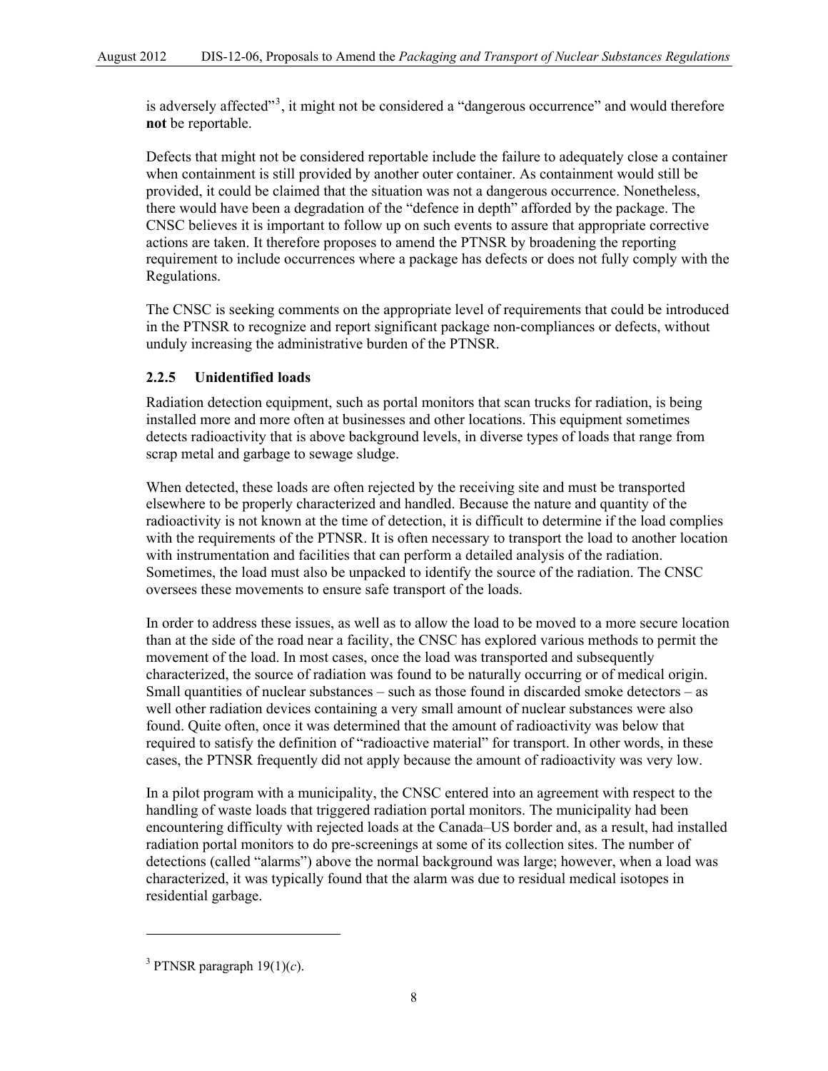is adversely affected"[3], it might not be considered a "dangerous occurrence" and would therefore **not** be reportable.

Defects that might not be considered reportable include the failure to adequately close a container when containment is still provided by another outer container. As containment would still be provided, it could be claimed that the situation was not a dangerous occurrence. Nonetheless, there would have been a degradation of the "defence in depth" afforded by the package. The CNSC believes it is important to follow up on such events to assure that appropriate corrective actions are taken. It therefore proposes to amend the PTNSR by broadening the reporting requirement to include occurrences where a package has defects or does not fully comply with the Regulations.

The CNSC is seeking comments on the appropriate level of requirements that could be introduced in the PTNSR to recognize and report significant package non-compliances or defects, without unduly increasing the administrative burden of the PTNSR.

### 2.2.5 Unidentified loads

Radiation detection equipment, such as portal monitors that scan trucks for radiation, is being installed more and more often at businesses and other locations. This equipment sometimes detects radioactivity that is above background levels, in diverse types of loads that range from scrap metal and garbage to sewage sludge.

When detected, these loads are often rejected by the receiving site and must be transported elsewhere to be properly characterized and handled. Because the nature and quantity of the radioactivity is not known at the time of detection, it is difficult to determine if the load complies with the requirements of the PTNSR. It is often necessary to transport the load to another location with instrumentation and facilities that can perform a detailed analysis of the radiation. Sometimes, the load must also be unpacked to identify the source of the radiation. The CNSC oversees these movements to ensure safe transport of the loads.

In order to address these issues, as well as to allow the load to be moved to a more secure location than at the side of the road near a facility, the CNSC has explored various methods to permit the movement of the load. In most cases, once the load was transported and subsequently characterized, the source of radiation was found to be naturally occurring or of medical origin. Small quantities of nuclear substances – such as those found in discarded smoke detectors – as well other radiation devices containing a very small amount of nuclear substances were also found. Quite often, once it was determined that the amount of radioactivity was below that required to satisfy the definition of "radioactive material" for transport. In other words, in these cases, the PTNSR frequently did not apply because the amount of radioactivity was very low.

In a pilot program with a municipality, the CNSC entered into an agreement with respect to the handling of waste loads that triggered radiation portal monitors. The municipality had been encountering difficulty with rejected loads at the Canada–US border and, as a result, had installed radiation portal monitors to do pre-screenings at some of its collection sites. The number of detections (called "alarms") above the normal background was large; however, when a load was characterized, it was typically found that the alarm was due to residual medical isotopes in residential garbage.

---

[3] PTNSR paragraph 19(1)(*c*).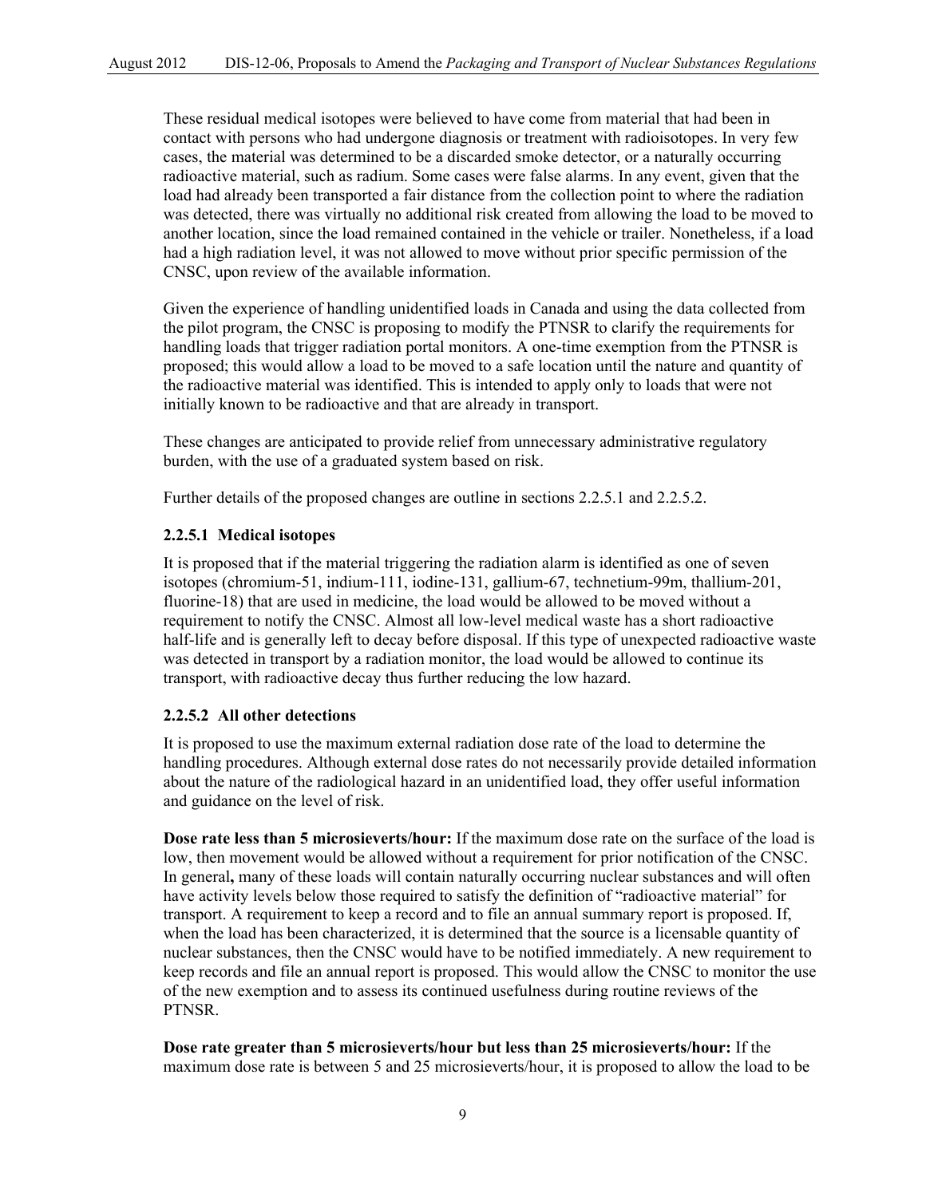These residual medical isotopes were believed to have come from material that had been in contact with persons who had undergone diagnosis or treatment with radioisotopes. In very few cases, the material was determined to be a discarded smoke detector, or a naturally occurring radioactive material, such as radium. Some cases were false alarms. In any event, given that the load had already been transported a fair distance from the collection point to where the radiation was detected, there was virtually no additional risk created from allowing the load to be moved to another location, since the load remained contained in the vehicle or trailer. Nonetheless, if a load had a high radiation level, it was not allowed to move without prior specific permission of the CNSC, upon review of the available information.

Given the experience of handling unidentified loads in Canada and using the data collected from the pilot program, the CNSC is proposing to modify the PTNSR to clarify the requirements for handling loads that trigger radiation portal monitors. A one-time exemption from the PTNSR is proposed; this would allow a load to be moved to a safe location until the nature and quantity of the radioactive material was identified. This is intended to apply only to loads that were not initially known to be radioactive and that are already in transport.

These changes are anticipated to provide relief from unnecessary administrative regulatory burden, with the use of a graduated system based on risk.

Further details of the proposed changes are outline in sections 2.2.5.1 and 2.2.5.2.

#### 2.2.5.1 Medical isotopes

It is proposed that if the material triggering the radiation alarm is identified as one of seven isotopes (chromium-51, indium-111, iodine-131, gallium-67, technetium-99m, thallium-201, fluorine-18) that are used in medicine, the load would be allowed to be moved without a requirement to notify the CNSC. Almost all low-level medical waste has a short radioactive half-life and is generally left to decay before disposal. If this type of unexpected radioactive waste was detected in transport by a radiation monitor, the load would be allowed to continue its transport, with radioactive decay thus further reducing the low hazard.

#### 2.2.5.2 All other detections

It is proposed to use the maximum external radiation dose rate of the load to determine the handling procedures. Although external dose rates do not necessarily provide detailed information about the nature of the radiological hazard in an unidentified load, they offer useful information and guidance on the level of risk.

**Dose rate less than 5 microsieverts/hour:** If the maximum dose rate on the surface of the load is low, then movement would be allowed without a requirement for prior notification of the CNSC. In general**,** many of these loads will contain naturally occurring nuclear substances and will often have activity levels below those required to satisfy the definition of "radioactive material" for transport. A requirement to keep a record and to file an annual summary report is proposed. If, when the load has been characterized, it is determined that the source is a licensable quantity of nuclear substances, then the CNSC would have to be notified immediately. A new requirement to keep records and file an annual report is proposed. This would allow the CNSC to monitor the use of the new exemption and to assess its continued usefulness during routine reviews of the PTNSR.

**Dose rate greater than 5 microsieverts/hour but less than 25 microsieverts/hour:** If the maximum dose rate is between 5 and 25 microsieverts/hour, it is proposed to allow the load to be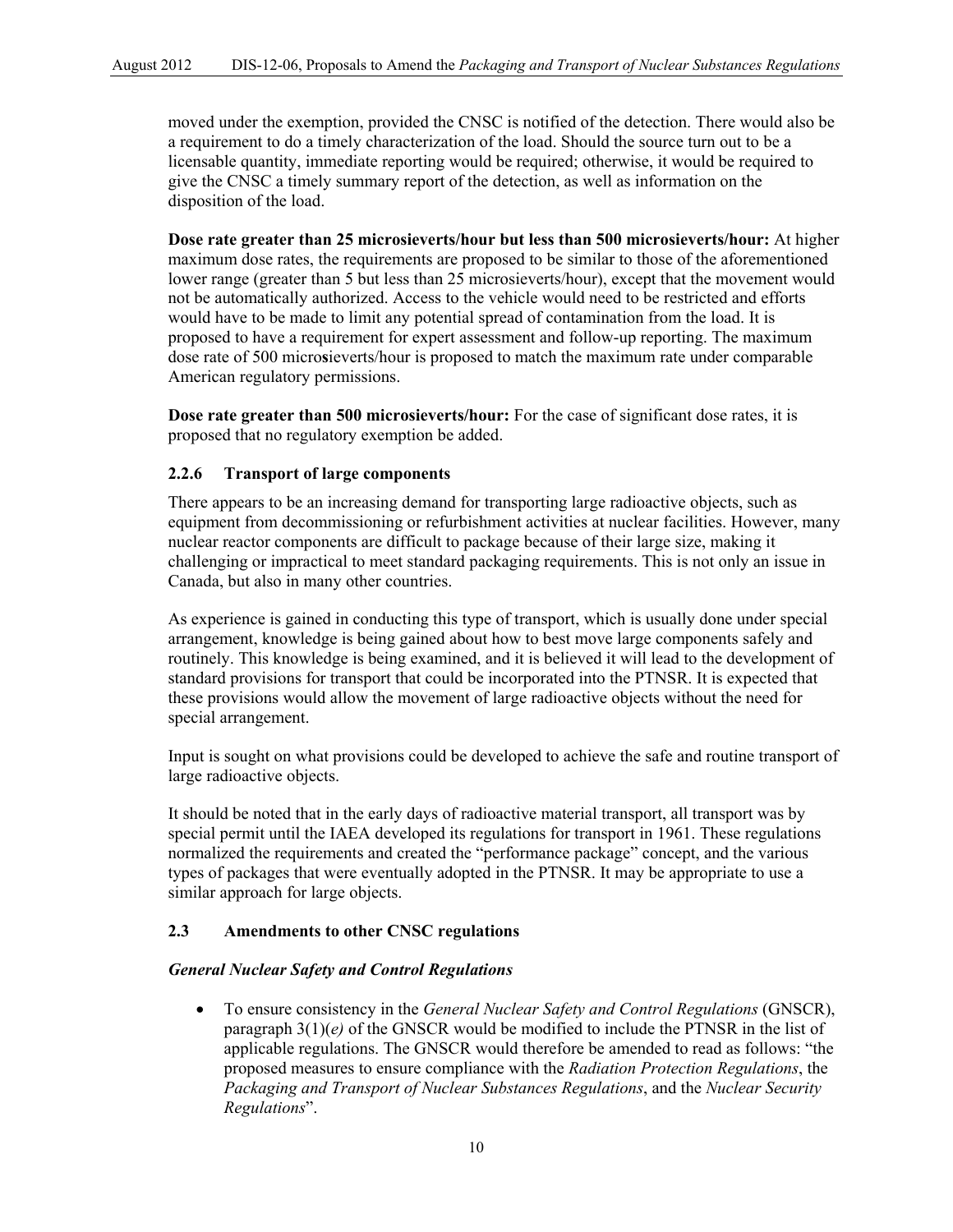moved under the exemption, provided the CNSC is notified of the detection. There would also be a requirement to do a timely characterization of the load. Should the source turn out to be a licensable quantity, immediate reporting would be required; otherwise, it would be required to give the CNSC a timely summary report of the detection, as well as information on the disposition of the load.

**Dose rate greater than 25 microsieverts/hour but less than 500 microsieverts/hour:** At higher maximum dose rates, the requirements are proposed to be similar to those of the aforementioned lower range (greater than 5 but less than 25 microsieverts/hour), except that the movement would not be automatically authorized. Access to the vehicle would need to be restricted and efforts would have to be made to limit any potential spread of contamination from the load. It is proposed to have a requirement for expert assessment and follow-up reporting. The maximum dose rate of 500 micro**s**ieverts/hour is proposed to match the maximum rate under comparable American regulatory permissions.

**Dose rate greater than 500 microsieverts/hour:** For the case of significant dose rates, it is proposed that no regulatory exemption be added.

### 2.2.6 Transport of large components

There appears to be an increasing demand for transporting large radioactive objects, such as equipment from decommissioning or refurbishment activities at nuclear facilities. However, many nuclear reactor components are difficult to package because of their large size, making it challenging or impractical to meet standard packaging requirements. This is not only an issue in Canada, but also in many other countries.

As experience is gained in conducting this type of transport, which is usually done under special arrangement, knowledge is being gained about how to best move large components safely and routinely. This knowledge is being examined, and it is believed it will lead to the development of standard provisions for transport that could be incorporated into the PTNSR. It is expected that these provisions would allow the movement of large radioactive objects without the need for special arrangement.

Input is sought on what provisions could be developed to achieve the safe and routine transport of large radioactive objects.

It should be noted that in the early days of radioactive material transport, all transport was by special permit until the IAEA developed its regulations for transport in 1961. These regulations normalized the requirements and created the "performance package" concept, and the various types of packages that were eventually adopted in the PTNSR. It may be appropriate to use a similar approach for large objects.

## 2.3 Amendments to other CNSC regulations

***General Nuclear Safety and Control Regulations***

- To ensure consistency in the *General Nuclear Safety and Control Regulations* (GNSCR), paragraph 3(1)*(e)* of the GNSCR would be modified to include the PTNSR in the list of applicable regulations. The GNSCR would therefore be amended to read as follows: "the proposed measures to ensure compliance with the *Radiation Protection Regulations*, the *Packaging and Transport of Nuclear Substances Regulations*, and the *Nuclear Security Regulations*".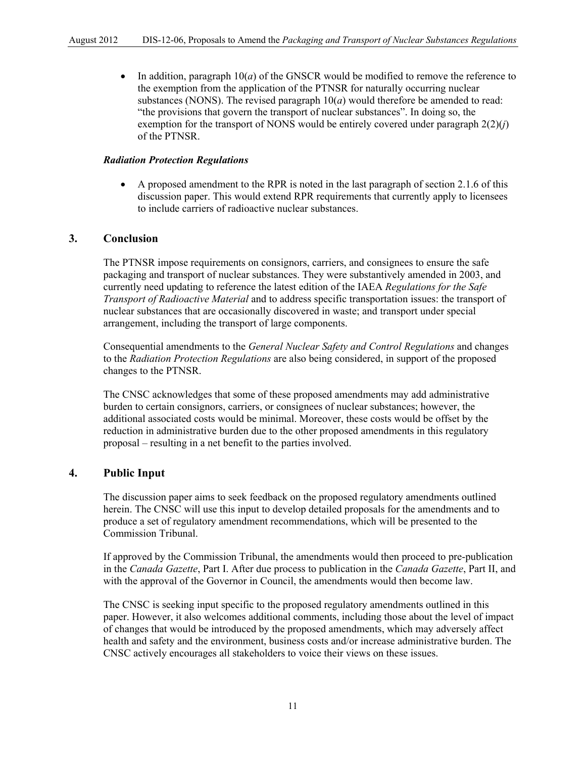- In addition, paragraph 10(*a*) of the GNSCR would be modified to remove the reference to the exemption from the application of the PTNSR for naturally occurring nuclear substances (NONS). The revised paragraph 10(*a*) would therefore be amended to read: "the provisions that govern the transport of nuclear substances". In doing so, the exemption for the transport of NONS would be entirely covered under paragraph 2(2)(*j*) of the PTNSR.

***Radiation Protection Regulations***

- A proposed amendment to the RPR is noted in the last paragraph of section 2.1.6 of this discussion paper. This would extend RPR requirements that currently apply to licensees to include carriers of radioactive nuclear substances.

## 3. Conclusion

The PTNSR impose requirements on consignors, carriers, and consignees to ensure the safe packaging and transport of nuclear substances. They were substantively amended in 2003, and currently need updating to reference the latest edition of the IAEA *Regulations for the Safe Transport of Radioactive Material* and to address specific transportation issues: the transport of nuclear substances that are occasionally discovered in waste; and transport under special arrangement, including the transport of large components.

Consequential amendments to the *General Nuclear Safety and Control Regulations* and changes to the *Radiation Protection Regulations* are also being considered, in support of the proposed changes to the PTNSR.

The CNSC acknowledges that some of these proposed amendments may add administrative burden to certain consignors, carriers, or consignees of nuclear substances; however, the additional associated costs would be minimal. Moreover, these costs would be offset by the reduction in administrative burden due to the other proposed amendments in this regulatory proposal – resulting in a net benefit to the parties involved.

## 4. Public Input

The discussion paper aims to seek feedback on the proposed regulatory amendments outlined herein. The CNSC will use this input to develop detailed proposals for the amendments and to produce a set of regulatory amendment recommendations, which will be presented to the Commission Tribunal.

If approved by the Commission Tribunal, the amendments would then proceed to pre-publication in the *Canada Gazette*, Part I. After due process to publication in the *Canada Gazette*, Part II, and with the approval of the Governor in Council, the amendments would then become law.

The CNSC is seeking input specific to the proposed regulatory amendments outlined in this paper. However, it also welcomes additional comments, including those about the level of impact of changes that would be introduced by the proposed amendments, which may adversely affect health and safety and the environment, business costs and/or increase administrative burden. The CNSC actively encourages all stakeholders to voice their views on these issues.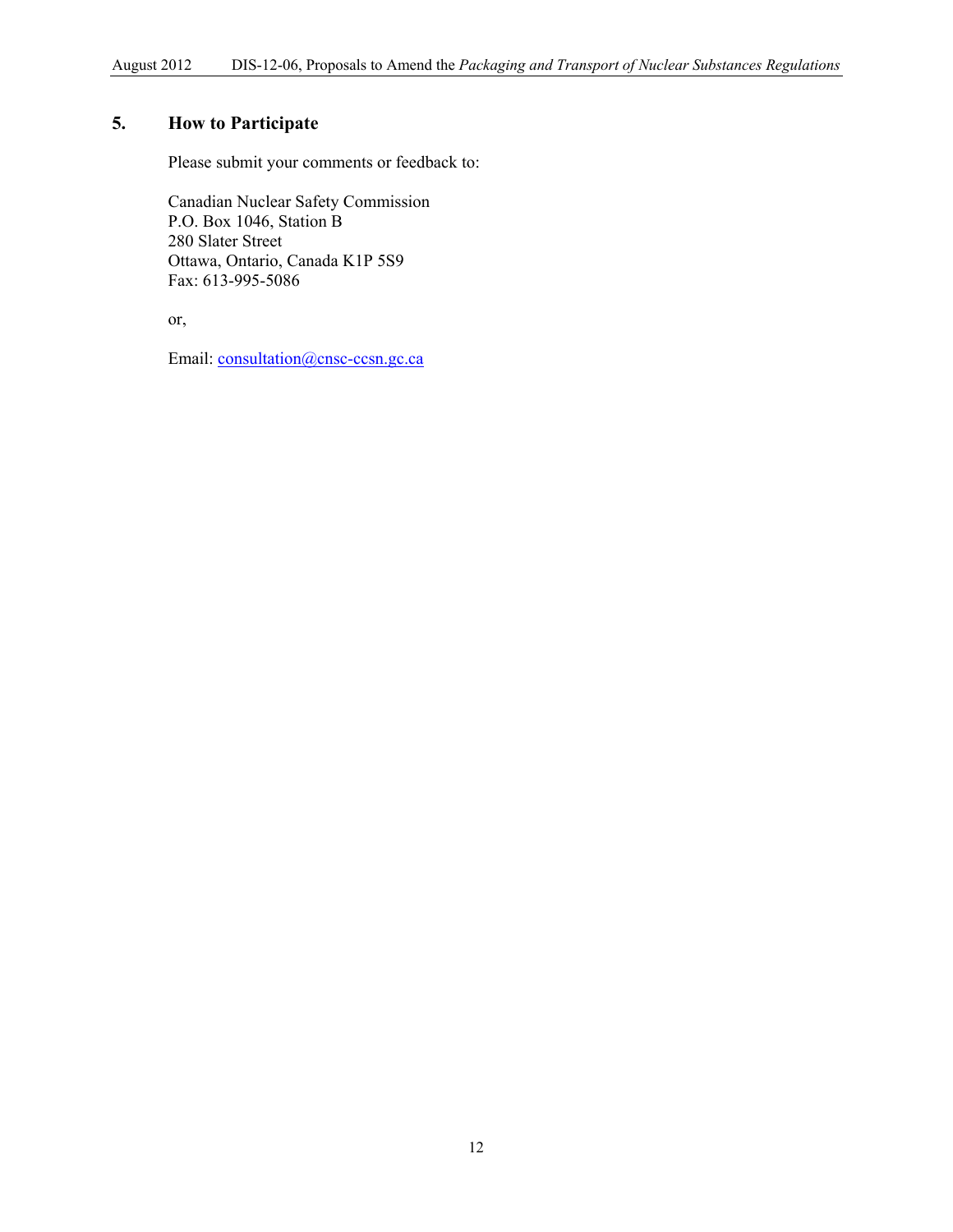## 5. How to Participate

Please submit your comments or feedback to:

Canadian Nuclear Safety Commission
P.O. Box 1046, Station B
280 Slater Street
Ottawa, Ontario, Canada K1P 5S9
Fax: 613-995-5086

or,

Email: consultation@cnsc-ccsn.gc.ca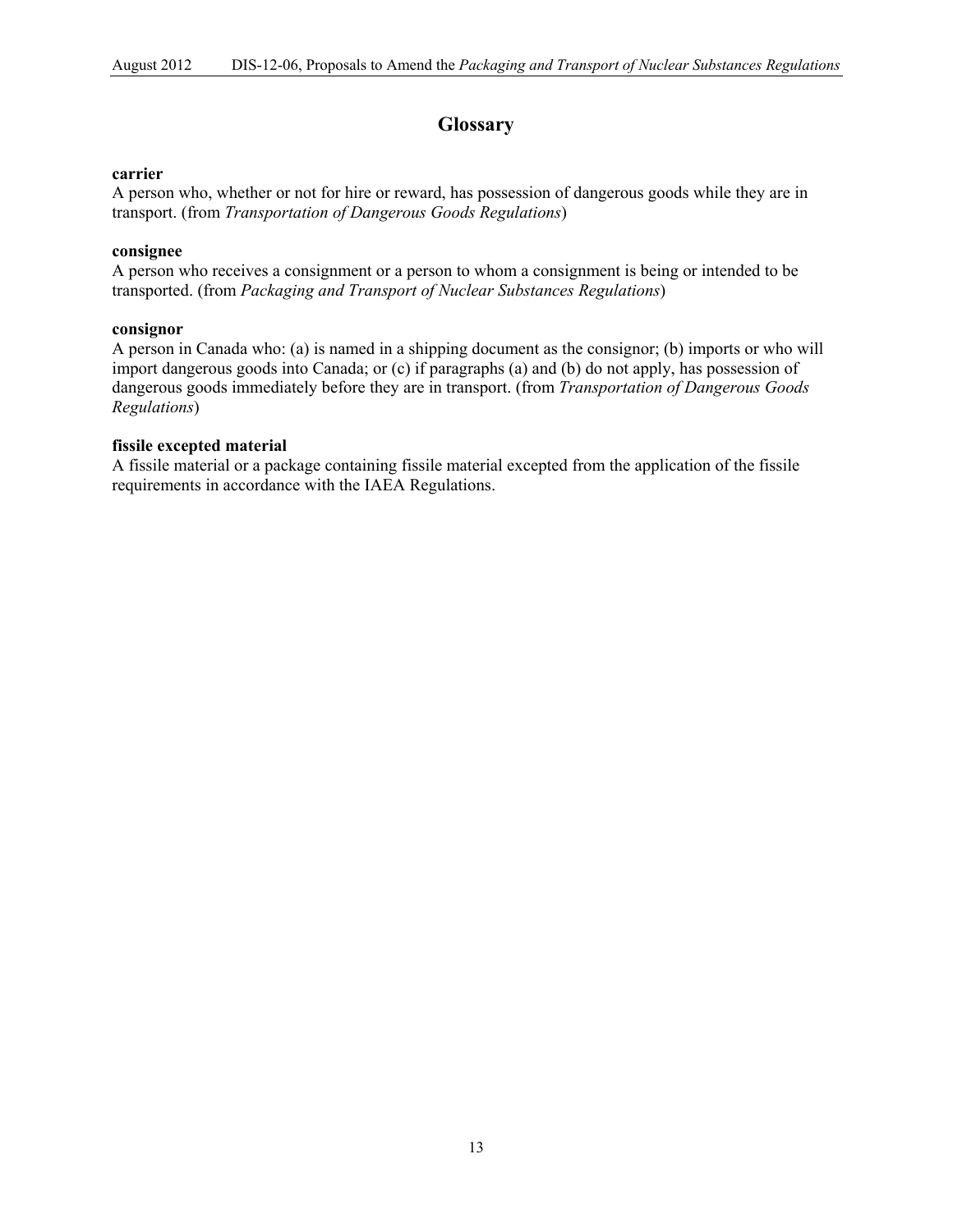# Glossary

**carrier**
A person who, whether or not for hire or reward, has possession of dangerous goods while they are in transport. (from *Transportation of Dangerous Goods Regulations*)

**consignee**
A person who receives a consignment or a person to whom a consignment is being or intended to be transported. (from *Packaging and Transport of Nuclear Substances Regulations*)

**consignor**
A person in Canada who: (a) is named in a shipping document as the consignor; (b) imports or who will import dangerous goods into Canada; or (c) if paragraphs (a) and (b) do not apply, has possession of dangerous goods immediately before they are in transport. (from *Transportation of Dangerous Goods Regulations*)

**fissile excepted material**
A fissile material or a package containing fissile material excepted from the application of the fissile requirements in accordance with the IAEA Regulations.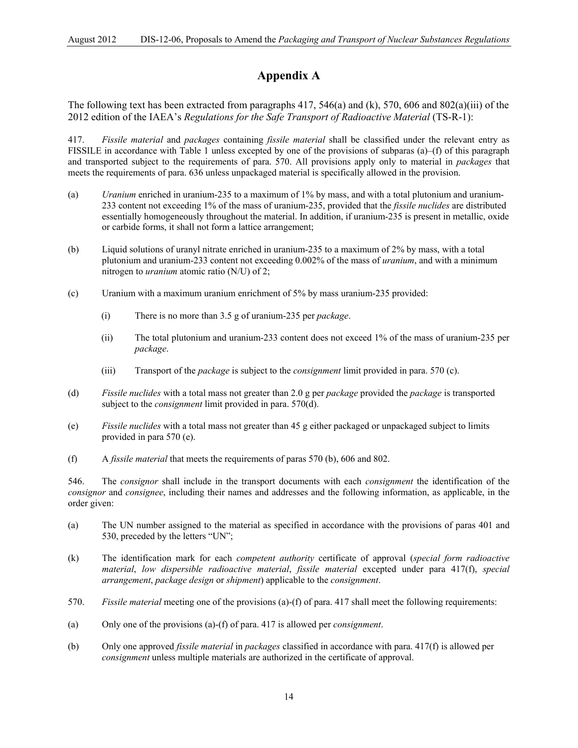## Appendix A

The following text has been extracted from paragraphs 417, 546(a) and (k), 570, 606 and 802(a)(iii) of the 2012 edition of the IAEA's *Regulations for the Safe Transport of Radioactive Material* (TS-R-1):

417. *Fissile material* and *packages* containing *fissile material* shall be classified under the relevant entry as FISSILE in accordance with Table 1 unless excepted by one of the provisions of subparas (a)–(f) of this paragraph and transported subject to the requirements of para. 570. All provisions apply only to material in *packages* that meets the requirements of para. 636 unless unpackaged material is specifically allowed in the provision.

(a) *Uranium* enriched in uranium-235 to a maximum of 1% by mass, and with a total plutonium and uranium-233 content not exceeding 1% of the mass of uranium-235, provided that the *fissile nuclides* are distributed essentially homogeneously throughout the material. In addition, if uranium-235 is present in metallic, oxide or carbide forms, it shall not form a lattice arrangement;

(b) Liquid solutions of uranyl nitrate enriched in uranium-235 to a maximum of 2% by mass, with a total plutonium and uranium-233 content not exceeding 0.002% of the mass of *uranium*, and with a minimum nitrogen to *uranium* atomic ratio (N/U) of 2;

(c) Uranium with a maximum uranium enrichment of 5% by mass uranium-235 provided:

  (i) There is no more than 3.5 g of uranium-235 per *package*.

  (ii) The total plutonium and uranium-233 content does not exceed 1% of the mass of uranium-235 per *package*.

  (iii) Transport of the *package* is subject to the *consignment* limit provided in para. 570 (c).

(d) *Fissile nuclides* with a total mass not greater than 2.0 g per *package* provided the *package* is transported subject to the *consignment* limit provided in para. 570(d).

(e) *Fissile nuclides* with a total mass not greater than 45 g either packaged or unpackaged subject to limits provided in para 570 (e).

(f) A *fissile material* that meets the requirements of paras 570 (b), 606 and 802.

546. The *consignor* shall include in the transport documents with each *consignment* the identification of the *consignor* and *consignee*, including their names and addresses and the following information, as applicable, in the order given:

(a) The UN number assigned to the material as specified in accordance with the provisions of paras 401 and 530, preceded by the letters "UN";

(k) The identification mark for each *competent authority* certificate of approval (*special form radioactive material*, *low dispersible radioactive material*, *fissile material* excepted under para 417(f), *special arrangement*, *package design* or *shipment*) applicable to the *consignment*.

570. *Fissile material* meeting one of the provisions (a)-(f) of para. 417 shall meet the following requirements:

(a) Only one of the provisions (a)-(f) of para. 417 is allowed per *consignment*.

(b) Only one approved *fissile material* in *packages* classified in accordance with para. 417(f) is allowed per *consignment* unless multiple materials are authorized in the certificate of approval.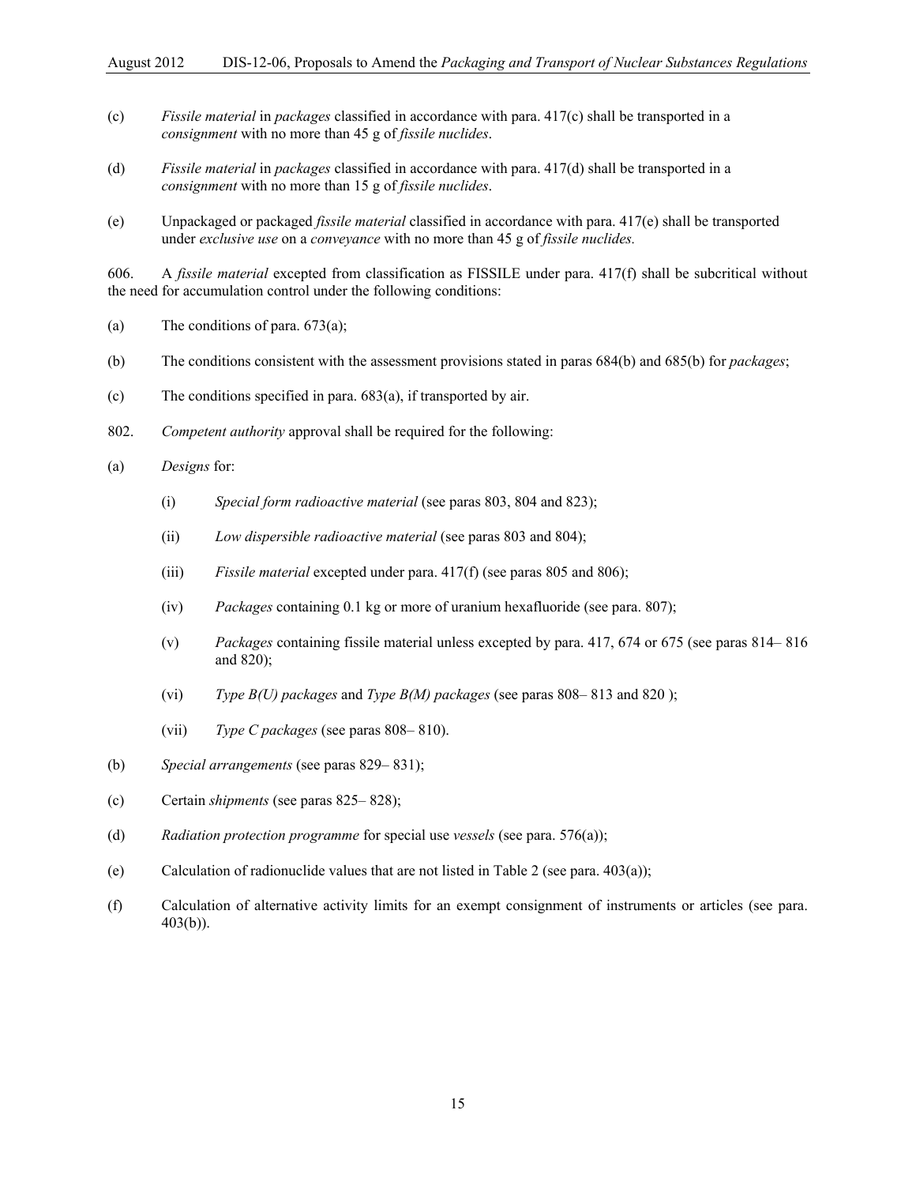(c) *Fissile material* in *packages* classified in accordance with para. 417(c) shall be transported in a *consignment* with no more than 45 g of *fissile nuclides*.

(d) *Fissile material* in *packages* classified in accordance with para. 417(d) shall be transported in a *consignment* with no more than 15 g of *fissile nuclides*.

(e) Unpackaged or packaged *fissile material* classified in accordance with para. 417(e) shall be transported under *exclusive use* on a *conveyance* with no more than 45 g of *fissile nuclides.*

606. A *fissile material* excepted from classification as FISSILE under para. 417(f) shall be subcritical without the need for accumulation control under the following conditions:

(a) The conditions of para. 673(a);

(b) The conditions consistent with the assessment provisions stated in paras 684(b) and 685(b) for *packages*;

(c) The conditions specified in para. 683(a), if transported by air.

802. *Competent authority* approval shall be required for the following:

(a) *Designs* for:

   (i) *Special form radioactive material* (see paras 803, 804 and 823);

   (ii) *Low dispersible radioactive material* (see paras 803 and 804);

   (iii) *Fissile material* excepted under para. 417(f) (see paras 805 and 806);

   (iv) *Packages* containing 0.1 kg or more of uranium hexafluoride (see para. 807);

   (v) *Packages* containing fissile material unless excepted by para. 417, 674 or 675 (see paras 814– 816 and 820);

   (vi) *Type B(U) packages* and *Type B(M) packages* (see paras 808– 813 and 820 );

   (vii) *Type C packages* (see paras 808– 810).

(b) *Special arrangements* (see paras 829– 831);

(c) Certain *shipments* (see paras 825– 828);

(d) *Radiation protection programme* for special use *vessels* (see para. 576(a));

(e) Calculation of radionuclide values that are not listed in Table 2 (see para. 403(a));

(f) Calculation of alternative activity limits for an exempt consignment of instruments or articles (see para. 403(b)).